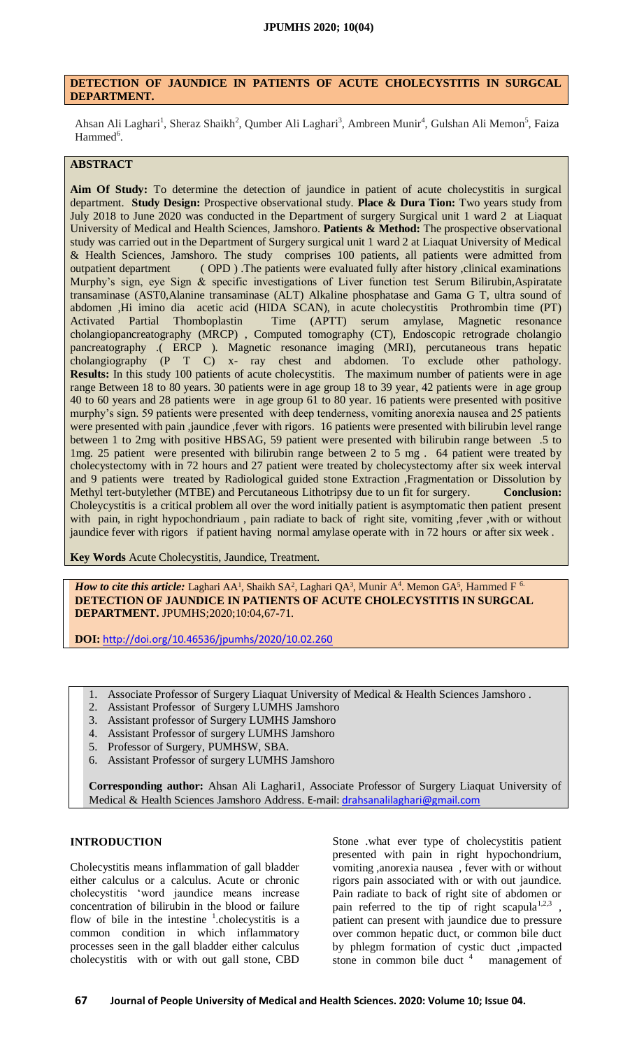# DETECTION OF JAUNDICE IN PATIENTS OF ACUTE CHOLECYSTITIS IN SURGCAL DEPARTMENT.

Ahsan Ali Laghari[1], Sheraz Shaikh[2], Qumber Ali Laghari[3], Ambreen Munir[4], Gulshan Ali Memon[5], Faiza Hammed[6].

## ABSTRACT

**Aim Of Study:** To determine the detection of jaundice in patient of acute cholecystitis in surgical department. **Study Design:** Prospective observational study. **Place & Dura Tion:** Two years study from July 2018 to June 2020 was conducted in the Department of surgery Surgical unit 1 ward 2 at Liaquat University of Medical and Health Sciences, Jamshoro. **Patients & Method:** The prospective observational study was carried out in the Department of Surgery surgical unit 1 ward 2 at Liaquat University of Medical & Health Sciences, Jamshoro. The study comprises 100 patients, all patients were admitted from outpatient department ( OPD ) .The patients were evaluated fully after history ,clinical examinations Murphy's sign, eye Sign & specific investigations of Liver function test Serum Bilirubin,Aspiratate transaminase (AST0,Alanine transaminase (ALT) Alkaline phosphatase and Gama G T, ultra sound of abdomen ,Hi imino dia acetic acid (HIDA SCAN), in acute cholecystitis Prothrombin time (PT) Activated Partial Thomboplastin Time (APTT) serum amylase, Magnetic resonance cholangiopancreatography (MRCP) , Computed tomography (CT), Endoscopic retrograde cholangio pancreatography .( ERCP ). Magnetic resonance imaging (MRI), percutaneous trans hepatic cholangiography (P T C) x- ray chest and abdomen. To exclude other pathology. **Results:** In this study 100 patients of acute cholecystitis. The maximum number of patients were in age range Between 18 to 80 years. 30 patients were in age group 18 to 39 year, 42 patients were in age group 40 to 60 years and 28 patients were in age group 61 to 80 year. 16 patients were presented with positive murphy's sign. 59 patients were presented with deep tenderness, vomiting anorexia nausea and 25 patients were presented with pain ,jaundice ,fever with rigors. 16 patients were presented with bilirubin level range between 1 to 2mg with positive HBSAG, 59 patient were presented with bilirubin range between .5 to 1mg. 25 patient were presented with bilirubin range between 2 to 5 mg . 64 patient were treated by cholecystectomy with in 72 hours and 27 patient were treated by cholecystectomy after six week interval and 9 patients were treated by Radiological guided stone Extraction ,Fragmentation or Dissolution by Methyl tert-butylether (MTBE) and Percutaneous Lithotripsy due to un fit for surgery. **Conclusion:** Choleycystitis is a critical problem all over the word initially patient is asymptomatic then patient present with pain, in right hypochondriaum , pain radiate to back of right site, vomiting ,fever ,with or without jaundice fever with rigors if patient having normal amylase operate with in 72 hours or after six week .

**Key Words** Acute Cholecystitis, Jaundice, Treatment.

***How to cite this article:*** Laghari AA[1], Shaikh SA[2], Laghari QA[3], Munir A[4]. Memon GA[5], Hammed F [6]. **DETECTION OF JAUNDICE IN PATIENTS OF ACUTE CHOLECYSTITIS IN SURGCAL DEPARTMENT.** JPUMHS;2020;10:04,67-71.

**DOI:** http://doi.org/10.46536/jpumhs/2020/10.02.260

1. Associate Professor of Surgery Liaquat University of Medical & Health Sciences Jamshoro .
2. Assistant Professor of Surgery LUMHS Jamshoro
3. Assistant professor of Surgery LUMHS Jamshoro
4. Assistant Professor of surgery LUMHS Jamshoro
5. Professor of Surgery, PUMHSW, SBA.
6. Assistant Professor of surgery LUMHS Jamshoro

**Corresponding author:** Ahsan Ali Laghari1, Associate Professor of Surgery Liaquat University of Medical & Health Sciences Jamshoro Address. E-mail: drahsanalilaghari@gmail.com

## INTRODUCTION

Cholecystitis means inflammation of gall bladder either calculus or a calculus. Acute or chronic cholecystitis 'word jaundice means increase concentration of bilirubin in the blood or failure flow of bile in the intestine [1].cholecystitis is a common condition in which inflammatory processes seen in the gall bladder either calculus cholecystitis with or with out gall stone, CBD Stone .what ever type of cholecystitis patient presented with pain in right hypochondrium, vomiting ,anorexia nausea , fever with or without rigors pain associated with or with out jaundice. Pain radiate to back of right site of abdomen or pain referred to the tip of right scapula[1,2,3] , patient can present with jaundice due to pressure over common hepatic duct, or common bile duct by phlegm formation of cystic duct ,impacted stone in common bile duct [4] management of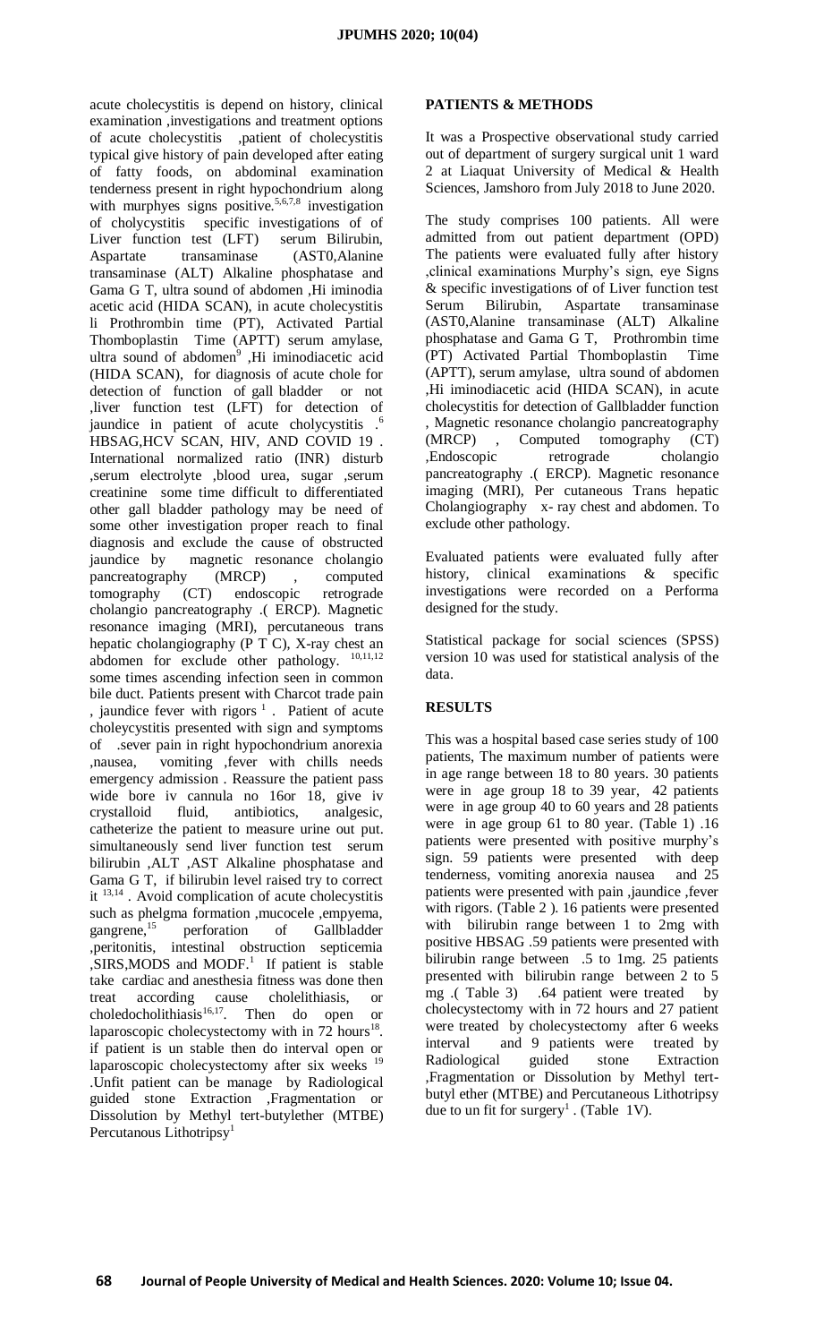acute cholecystitis is depend on history, clinical examination ,investigations and treatment options of acute cholecystitis ,patient of cholecystitis typical give history of pain developed after eating of fatty foods, on abdominal examination tenderness present in right hypochondrium along with murphyes signs positive.[5,6,7,8] investigation of cholycystitis specific investigations of of Liver function test (LFT) serum Bilirubin, Aspartate transaminase (AST0,Alanine transaminase (ALT) Alkaline phosphatase and Gama G T, ultra sound of abdomen ,Hi iminodia acetic acid (HIDA SCAN), in acute cholecystitis li Prothrombin time (PT), Activated Partial Thomboplastin Time (APTT) serum amylase, ultra sound of abdomen[9] ,Hi iminodiacetic acid (HIDA SCAN), for diagnosis of acute chole for detection of function of gall bladder or not ,liver function test (LFT) for detection of jaundice in patient of acute cholycystitis .[6] HBSAG,HCV SCAN, HIV, AND COVID 19 . International normalized ratio (INR) disturb ,serum electrolyte ,blood urea, sugar ,serum creatinine some time difficult to differentiated other gall bladder pathology may be need of some other investigation proper reach to final diagnosis and exclude the cause of obstructed jaundice by magnetic resonance cholangio pancreatography (MRCP) , computed tomography (CT) endoscopic retrograde cholangio pancreatography .( ERCP). Magnetic resonance imaging (MRI), percutaneous trans hepatic cholangiography (P T C), X-ray chest an abdomen for exclude other pathology. [10,11,12] some times ascending infection seen in common bile duct. Patients present with Charcot trade pain , jaundice fever with rigors [1] . Patient of acute choleycystitis presented with sign and symptoms of .sever pain in right hypochondrium anorexia ,nausea, vomiting ,fever with chills needs emergency admission . Reassure the patient pass wide bore iv cannula no 16or 18, give iv crystalloid fluid, antibiotics, analgesic, catheterize the patient to measure urine out put. simultaneously send liver function test serum bilirubin ,ALT ,AST Alkaline phosphatase and Gama G T, if bilirubin level raised try to correct it [13,14] . Avoid complication of acute cholecystitis such as phelgma formation ,mucocele ,empyema, gangrene,[15] perforation of Gallbladder ,peritonitis, intestinal obstruction septicemia ,SIRS,MODS and MODF.[1] If patient is stable take cardiac and anesthesia fitness was done then treat according cause cholelithiasis, or choledocholithiasis[16,17]. Then do open or laparoscopic cholecystectomy with in 72 hours[18]. if patient is un stable then do interval open or laparoscopic cholecystectomy after six weeks [19] .Unfit patient can be manage by Radiological guided stone Extraction ,Fragmentation or Dissolution by Methyl tert-butylether (MTBE) Percutanous Lithotripsy[1]

## PATIENTS & METHODS

It was a Prospective observational study carried out of department of surgery surgical unit 1 ward 2 at Liaquat University of Medical & Health Sciences, Jamshoro from July 2018 to June 2020.

The study comprises 100 patients. All were admitted from out patient department (OPD) The patients were evaluated fully after history ,clinical examinations Murphy's sign, eye Signs & specific investigations of of Liver function test Serum Bilirubin, Aspartate transaminase (AST0,Alanine transaminase (ALT) Alkaline phosphatase and Gama G T, Prothrombin time (PT) Activated Partial Thomboplastin Time (APTT), serum amylase, ultra sound of abdomen ,Hi iminodiacetic acid (HIDA SCAN), in acute cholecystitis for detection of Gallbladder function , Magnetic resonance cholangio pancreatography (MRCP) , Computed tomography (CT) ,Endoscopic retrograde cholangio pancreatography .( ERCP). Magnetic resonance imaging (MRI), Per cutaneous Trans hepatic Cholangiography x- ray chest and abdomen. To exclude other pathology.

Evaluated patients were evaluated fully after history, clinical examinations & specific investigations were recorded on a Performa designed for the study.

Statistical package for social sciences (SPSS) version 10 was used for statistical analysis of the data.

## RESULTS

This was a hospital based case series study of 100 patients, The maximum number of patients were in age range between 18 to 80 years. 30 patients were in age group 18 to 39 year, 42 patients were in age group 40 to 60 years and 28 patients were in age group 61 to 80 year. (Table 1) .16 patients were presented with positive murphy's sign. 59 patients were presented with deep tenderness, vomiting anorexia nausea and 25 patients were presented with pain ,jaundice ,fever with rigors. (Table 2 ). 16 patients were presented with bilirubin range between 1 to 2mg with positive HBSAG .59 patients were presented with bilirubin range between .5 to 1mg. 25 patients presented with bilirubin range between 2 to 5 mg .( Table 3) .64 patient were treated by cholecystectomy with in 72 hours and 27 patient were treated by cholecystectomy after 6 weeks interval and 9 patients were treated by Radiological guided stone Extraction ,Fragmentation or Dissolution by Methyl tert-butyl ether (MTBE) and Percutaneous Lithotripsy due to un fit for surgery[1] . (Table 1V).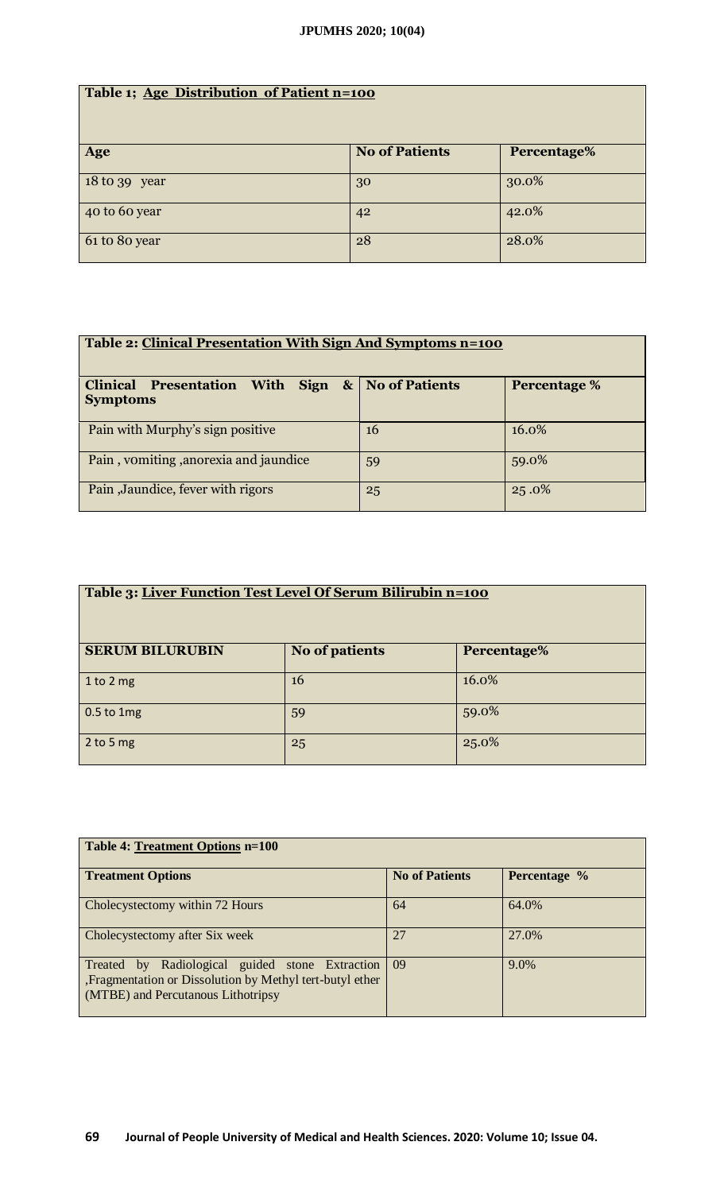| Table 1; Age Distribution of Patient n=100 | | |
|---|---|---|
| **Age** | **No of Patients** | **Percentage%** |
| 18 to 39 year | 30 | 30.0% |
| 40 to 60 year | 42 | 42.0% |
| 61 to 80 year | 28 | 28.0% |

| Table 2: Clinical Presentation With Sign And Symptoms n=100 | | |
|---|---|---|
| **Clinical Presentation With Sign & Symptoms** | **No of Patients** | **Percentage %** |
| Pain with Murphy's sign positive | 16 | 16.0% |
| Pain , vomiting ,anorexia and jaundice | 59 | 59.0% |
| Pain ,Jaundice, fever with rigors | 25 | 25 .0% |

| Table 3: Liver Function Test Level Of Serum Bilirubin n=100 | | |
|---|---|---|
| **SERUM BILURUBIN** | **No of patients** | **Percentage%** |
| 1 to 2 mg | 16 | 16.0% |
| 0.5 to 1mg | 59 | 59.0% |
| 2 to 5 mg | 25 | 25.0% |

| Table 4: Treatment Options n=100 | | |
|---|---|---|
| **Treatment Options** | **No of Patients** | **Percentage %** |
| Cholecystectomy within 72 Hours | 64 | 64.0% |
| Cholecystectomy after Six week | 27 | 27.0% |
| Treated by Radiological guided stone Extraction ,Fragmentation or Dissolution by Methyl tert-butyl ether (MTBE) and Percutanous Lithotripsy | 09 | 9.0% |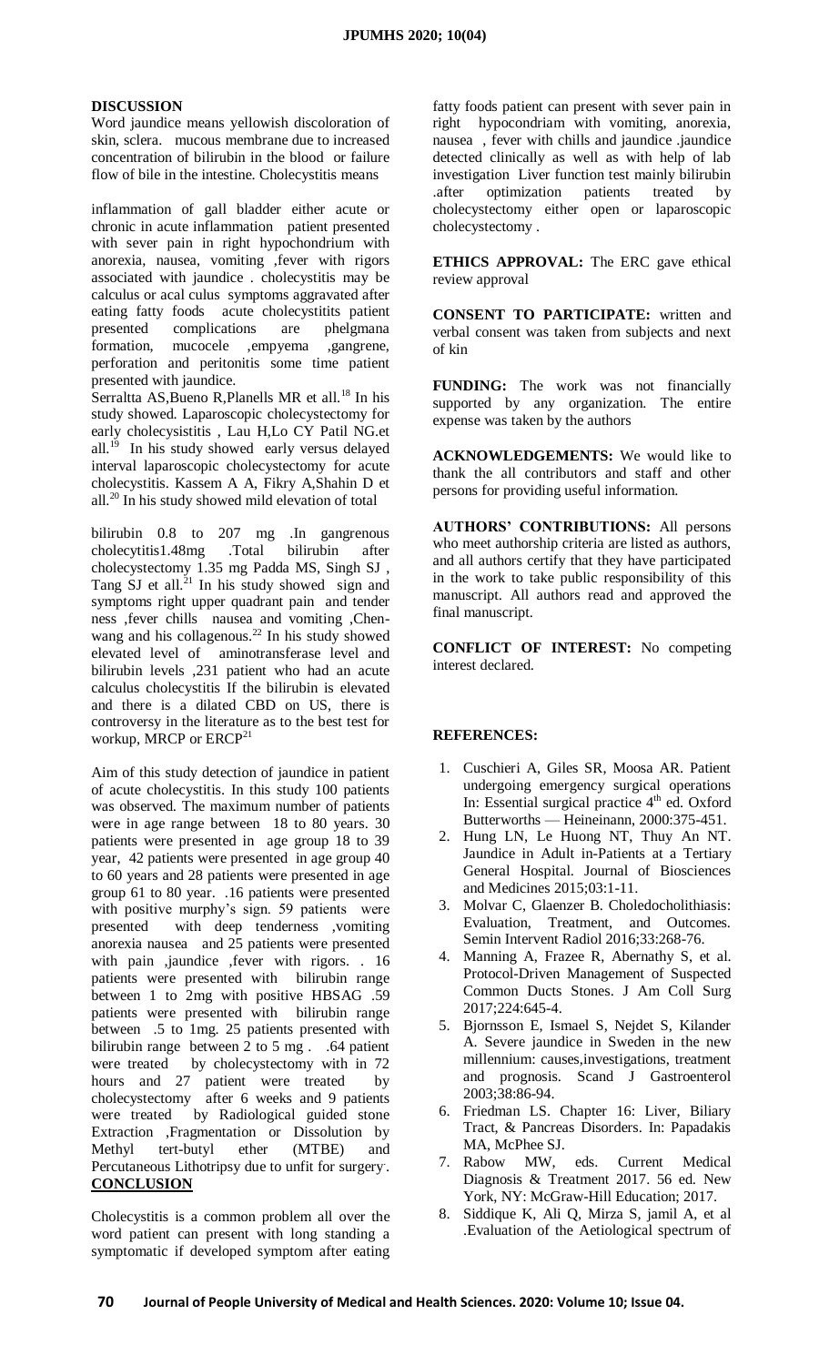## DISCUSSION

Word jaundice means yellowish discoloration of skin, sclera. mucous membrane due to increased concentration of bilirubin in the blood or failure flow of bile in the intestine. Cholecystitis means

inflammation of gall bladder either acute or chronic in acute inflammation patient presented with sever pain in right hypochondrium with anorexia, nausea, vomiting ,fever with rigors associated with jaundice . cholecystitis may be calculus or acal culus symptoms aggravated after eating fatty foods acute cholecystitits patient presented complications are phelgmana formation, mucocele ,empyema ,gangrene, perforation and peritonitis some time patient presented with jaundice.

Serraltta AS,Bueno R,Planells MR et all.[18] In his study showed. Laparoscopic cholecystectomy for early cholecysistitis , Lau H,Lo CY Patil NG.et all.[19] In his study showed early versus delayed interval laparoscopic cholecystectomy for acute cholecystitis. Kassem A A, Fikry A,Shahin D et all.[20] In his study showed mild elevation of total

bilirubin 0.8 to 207 mg .In gangrenous cholecytitis1.48mg .Total bilirubin after cholecystectomy 1.35 mg Padda MS, Singh SJ , Tang SJ et all.[21] In his study showed sign and symptoms right upper quadrant pain and tender ness ,fever chills nausea and vomiting ,Chen-wang and his collagenous.[22] In his study showed elevated level of aminotransferase level and bilirubin levels ,231 patient who had an acute calculus cholecystitis If the bilirubin is elevated and there is a dilated CBD on US, there is controversy in the literature as to the best test for workup, MRCP or ERCP[21]

Aim of this study detection of jaundice in patient of acute cholecystitis. In this study 100 patients was observed. The maximum number of patients were in age range between 18 to 80 years. 30 patients were presented in age group 18 to 39 year, 42 patients were presented in age group 40 to 60 years and 28 patients were presented in age group 61 to 80 year. .16 patients were presented with positive murphy's sign. 59 patients were presented with deep tenderness ,vomiting anorexia nausea and 25 patients were presented with pain ,jaundice ,fever with rigors. . 16 patients were presented with bilirubin range between 1 to 2mg with positive HBSAG .59 patients were presented with bilirubin range between .5 to 1mg. 25 patients presented with bilirubin range between 2 to 5 mg . .64 patient were treated by cholecystectomy with in 72 hours and 27 patient were treated by cholecystectomy after 6 weeks and 9 patients were treated by Radiological guided stone Extraction ,Fragmentation or Dissolution by Methyl tert-butyl ether (MTBE) and Percutaneous Lithotripsy due to unfit for surgery.

## CONCLUSION

Cholecystitis is a common problem all over the word patient can present with long standing a symptomatic if developed symptom after eating fatty foods patient can present with sever pain in right hypocondriam with vomiting, anorexia, nausea , fever with chills and jaundice .jaundice detected clinically as well as with help of lab investigation Liver function test mainly bilirubin .after optimization patients treated by cholecystectomy either open or laparoscopic cholecystectomy .

**ETHICS APPROVAL:** The ERC gave ethical review approval

**CONSENT TO PARTICIPATE:** written and verbal consent was taken from subjects and next of kin

**FUNDING:** The work was not financially supported by any organization. The entire expense was taken by the authors

**ACKNOWLEDGEMENTS:** We would like to thank the all contributors and staff and other persons for providing useful information.

**AUTHORS' CONTRIBUTIONS:** All persons who meet authorship criteria are listed as authors, and all authors certify that they have participated in the work to take public responsibility of this manuscript. All authors read and approved the final manuscript.

**CONFLICT OF INTEREST:** No competing interest declared.

## REFERENCES:

1. Cuschieri A, Giles SR, Moosa AR. Patient undergoing emergency surgical operations In: Essential surgical practice 4th ed. Oxford Butterworths — Heineinann, 2000:375-451.
2. Hung LN, Le Huong NT, Thuy An NT. Jaundice in Adult in-Patients at a Tertiary General Hospital. Journal of Biosciences and Medicines 2015;03:1-11.
3. Molvar C, Glaenzer B. Choledocholithiasis: Evaluation, Treatment, and Outcomes. Semin Intervent Radiol 2016;33:268-76.
4. Manning A, Frazee R, Abernathy S, et al. Protocol-Driven Management of Suspected Common Ducts Stones. J Am Coll Surg 2017;224:645-4.
5. Bjornsson E, Ismael S, Nejdet S, Kilander A. Severe jaundice in Sweden in the new millennium: causes,investigations, treatment and prognosis. Scand J Gastroenterol 2003;38:86-94.
6. Friedman LS. Chapter 16: Liver, Biliary Tract, & Pancreas Disorders. In: Papadakis MA, McPhee SJ.
7. Rabow MW, eds. Current Medical Diagnosis & Treatment 2017. 56 ed. New York, NY: McGraw-Hill Education; 2017.
8. Siddique K, Ali Q, Mirza S, jamil A, et al .Evaluation of the Aetiological spectrum of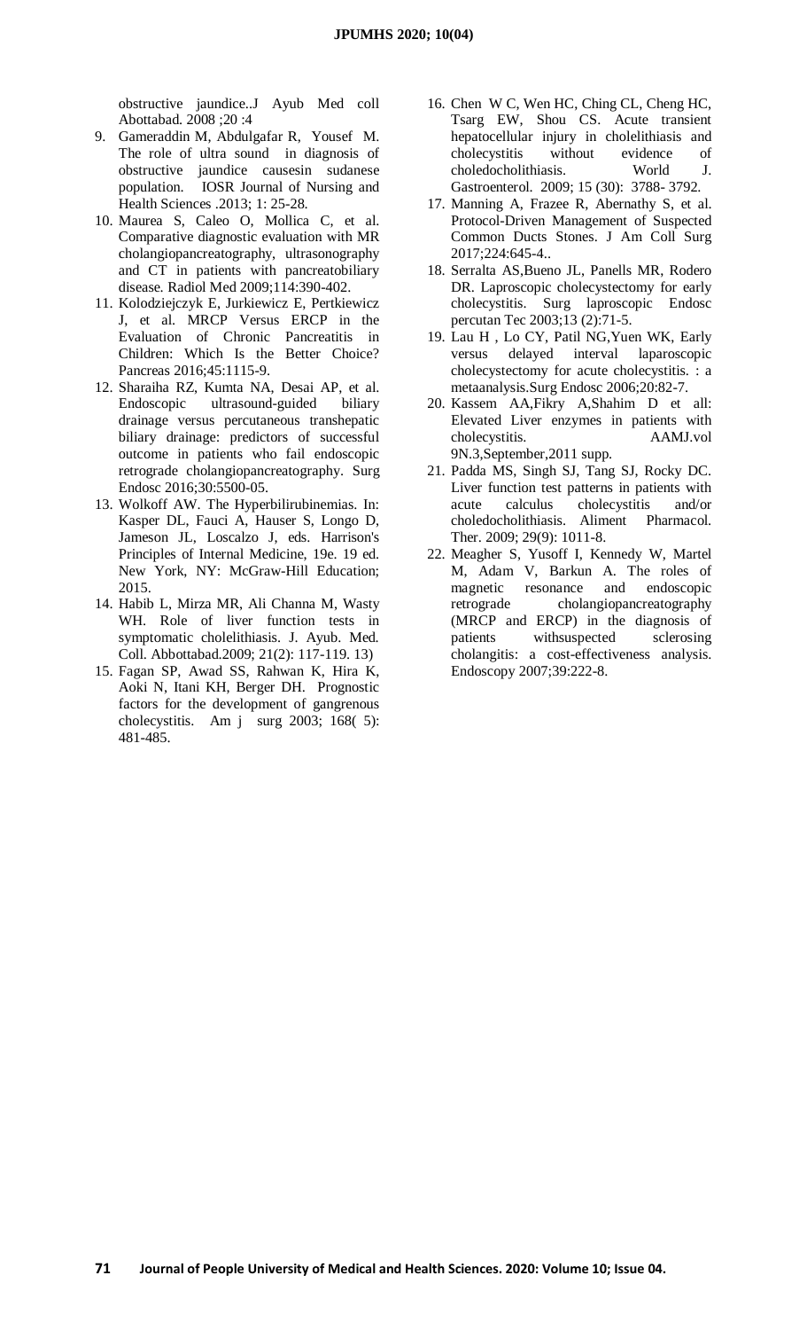obstructive jaundice..J Ayub Med coll Abottabad. 2008 ;20 :4

9. Gameraddin M, Abdulgafar R, Yousef M. The role of ultra sound in diagnosis of obstructive jaundice causesin sudanese population. IOSR Journal of Nursing and Health Sciences .2013; 1: 25-28.
10. Maurea S, Caleo O, Mollica C, et al. Comparative diagnostic evaluation with MR cholangiopancreatography, ultrasonography and CT in patients with pancreatobiliary disease. Radiol Med 2009;114:390-402.
11. Kolodziejczyk E, Jurkiewicz E, Pertkiewicz J, et al. MRCP Versus ERCP in the Evaluation of Chronic Pancreatitis in Children: Which Is the Better Choice? Pancreas 2016;45:1115-9.
12. Sharaiha RZ, Kumta NA, Desai AP, et al. Endoscopic ultrasound-guided biliary drainage versus percutaneous transhepatic biliary drainage: predictors of successful outcome in patients who fail endoscopic retrograde cholangiopancreatography. Surg Endosc 2016;30:5500-05.
13. Wolkoff AW. The Hyperbilirubinemias. In: Kasper DL, Fauci A, Hauser S, Longo D, Jameson JL, Loscalzo J, eds. Harrison's Principles of Internal Medicine, 19e. 19 ed. New York, NY: McGraw-Hill Education; 2015.
14. Habib L, Mirza MR, Ali Channa M, Wasty WH. Role of liver function tests in symptomatic cholelithiasis. J. Ayub. Med. Coll. Abbottabad.2009; 21(2): 117-119. 13)
15. Fagan SP, Awad SS, Rahwan K, Hira K, Aoki N, Itani KH, Berger DH. Prognostic factors for the development of gangrenous cholecystitis. Am j surg 2003; 168( 5): 481-485.
16. Chen W C, Wen HC, Ching CL, Cheng HC, Tsarg EW, Shou CS. Acute transient hepatocellular injury in cholelithiasis and cholecystitis without evidence of choledocholithiasis. World J. Gastroenterol. 2009; 15 (30): 3788- 3792.
17. Manning A, Frazee R, Abernathy S, et al. Protocol-Driven Management of Suspected Common Ducts Stones. J Am Coll Surg 2017;224:645-4..
18. Serralta AS,Bueno JL, Panells MR, Rodero DR. Laproscopic cholecystectomy for early cholecystitis. Surg laproscopic Endosc percutan Tec 2003;13 (2):71-5.
19. Lau H , Lo CY, Patil NG,Yuen WK, Early versus delayed interval laparoscopic cholecystectomy for acute cholecystitis. : a metaanalysis.Surg Endosc 2006;20:82-7.
20. Kassem AA,Fikry A,Shahim D et all: Elevated Liver enzymes in patients with cholecystitis. AAMJ.vol 9N.3,September,2011 supp.
21. Padda MS, Singh SJ, Tang SJ, Rocky DC. Liver function test patterns in patients with acute calculus cholecystitis and/or choledocholithiasis. Aliment Pharmacol. Ther. 2009; 29(9): 1011-8.
22. Meagher S, Yusoff I, Kennedy W, Martel M, Adam V, Barkun A. The roles of magnetic resonance and endoscopic retrograde cholangiopancreatography (MRCP and ERCP) in the diagnosis of patients withsuspected sclerosing cholangitis: a cost-effectiveness analysis. Endoscopy 2007;39:222-8.